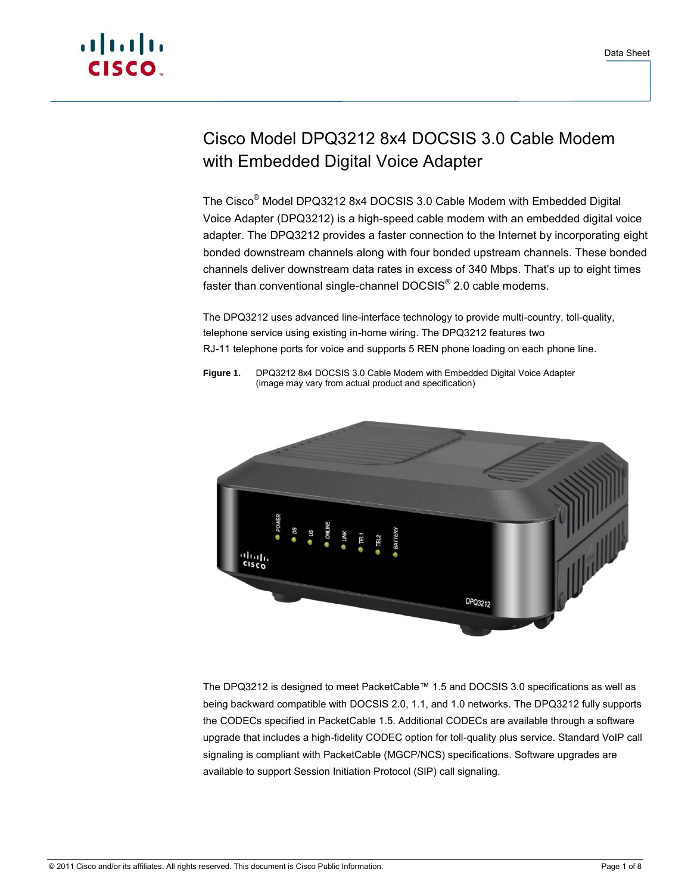# Cisco Model DPQ3212 8x4 DOCSIS 3.0 Cable Modem with Embedded Digital Voice Adapter

The Cisco® Model DPQ3212 8x4 DOCSIS 3.0 Cable Modem with Embedded Digital Voice Adapter (DPQ3212) is a high-speed cable modem with an embedded digital voice adapter. The DPQ3212 provides a faster connection to the Internet by incorporating eight bonded downstream channels along with four bonded upstream channels. These bonded channels deliver downstream data rates in excess of 340 Mbps. That's up to eight times faster than conventional single-channel DOCSIS® 2.0 cable modems.

The DPQ3212 uses advanced line-interface technology to provide multi-country, toll-quality, telephone service using existing in-home wiring. The DPQ3212 features two RJ-11 telephone ports for voice and supports 5 REN phone loading on each phone line.

**Figure 1.** DPQ3212 8x4 DOCSIS 3.0 Cable Modem with Embedded Digital Voice Adapter (image may vary from actual product and specification)

The DPQ3212 is designed to meet PacketCable™ 1.5 and DOCSIS 3.0 specifications as well as being backward compatible with DOCSIS 2.0, 1.1, and 1.0 networks. The DPQ3212 fully supports the CODECs specified in PacketCable 1.5. Additional CODECs are available through a software upgrade that includes a high-fidelity CODEC option for toll-quality plus service. Standard VoIP call signaling is compliant with PacketCable (MGCP/NCS) specifications. Software upgrades are available to support Session Initiation Protocol (SIP) call signaling.

© 2011 Cisco and/or its affiliates. All rights reserved. This document is Cisco Public Information.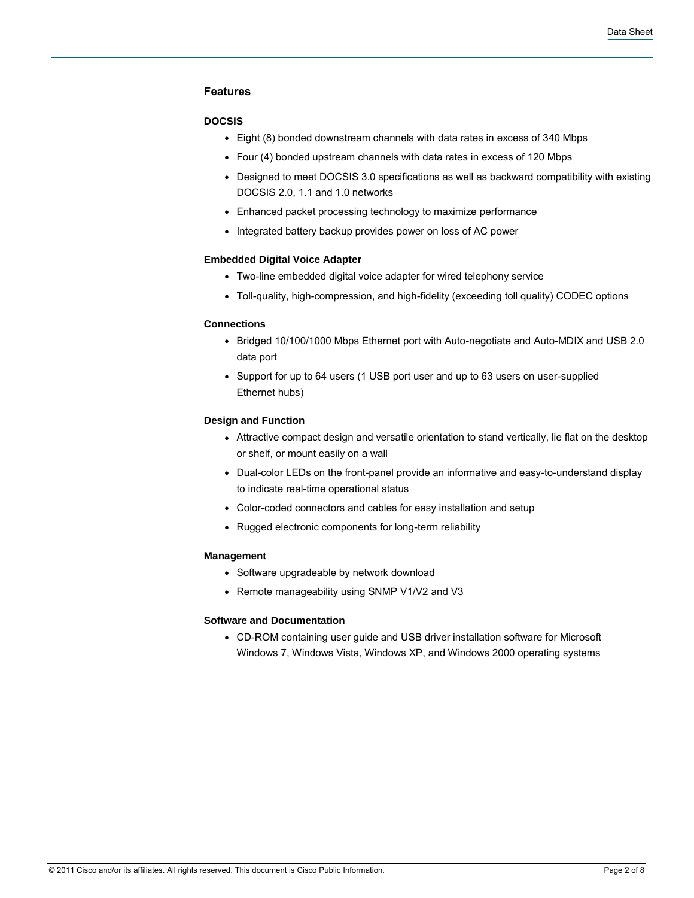## Features

### DOCSIS

- Eight (8) bonded downstream channels with data rates in excess of 340 Mbps
- Four (4) bonded upstream channels with data rates in excess of 120 Mbps
- Designed to meet DOCSIS 3.0 specifications as well as backward compatibility with existing DOCSIS 2.0, 1.1 and 1.0 networks
- Enhanced packet processing technology to maximize performance
- Integrated battery backup provides power on loss of AC power

### Embedded Digital Voice Adapter

- Two-line embedded digital voice adapter for wired telephony service
- Toll-quality, high-compression, and high-fidelity (exceeding toll quality) CODEC options

### Connections

- Bridged 10/100/1000 Mbps Ethernet port with Auto-negotiate and Auto-MDIX and USB 2.0 data port
- Support for up to 64 users (1 USB port user and up to 63 users on user-supplied Ethernet hubs)

### Design and Function

- Attractive compact design and versatile orientation to stand vertically, lie flat on the desktop or shelf, or mount easily on a wall
- Dual-color LEDs on the front-panel provide an informative and easy-to-understand display to indicate real-time operational status
- Color-coded connectors and cables for easy installation and setup
- Rugged electronic components for long-term reliability

### Management

- Software upgradeable by network download
- Remote manageability using SNMP V1/V2 and V3

### Software and Documentation

- CD-ROM containing user guide and USB driver installation software for Microsoft Windows 7, Windows Vista, Windows XP, and Windows 2000 operating systems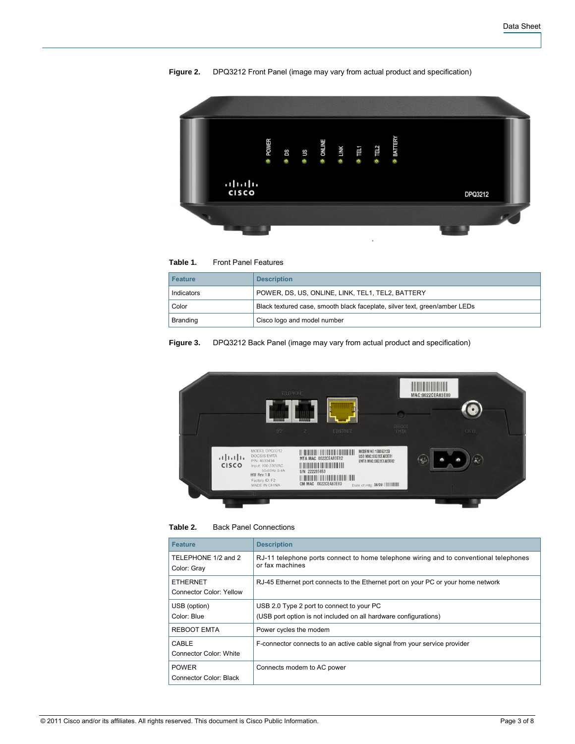**Figure 2.** DPQ3212 Front Panel (image may vary from actual product and specification)

**Table 1.** Front Panel Features

| Feature | Description |
|---|---|
| Indicators | POWER, DS, US, ONLINE, LINK, TEL1, TEL2, BATTERY |
| Color | Black textured case, smooth black faceplate, silver text, green/amber LEDs |
| Branding | Cisco logo and model number |

**Figure 3.** DPQ3212 Back Panel (image may vary from actual product and specification)

**Table 2.** Back Panel Connections

| Feature | Description |
|---|---|
| TELEPHONE 1/2 and 2<br>Color: Gray | RJ-11 telephone ports connect to home telephone wiring and to conventional telephones or fax machines |
| ETHERNET<br>Connector Color: Yellow | RJ-45 Ethernet port connects to the Ethernet port on your PC or your home network |
| USB (option)<br>Color: Blue | USB 2.0 Type 2 port to connect to your PC<br>(USB port option is not included on all hardware configurations) |
| REBOOT EMTA | Power cycles the modem |
| CABLE<br>Connector Color: White | F-connector connects to an active cable signal from your service provider |
| POWER<br>Connector Color: Black | Connects modem to AC power |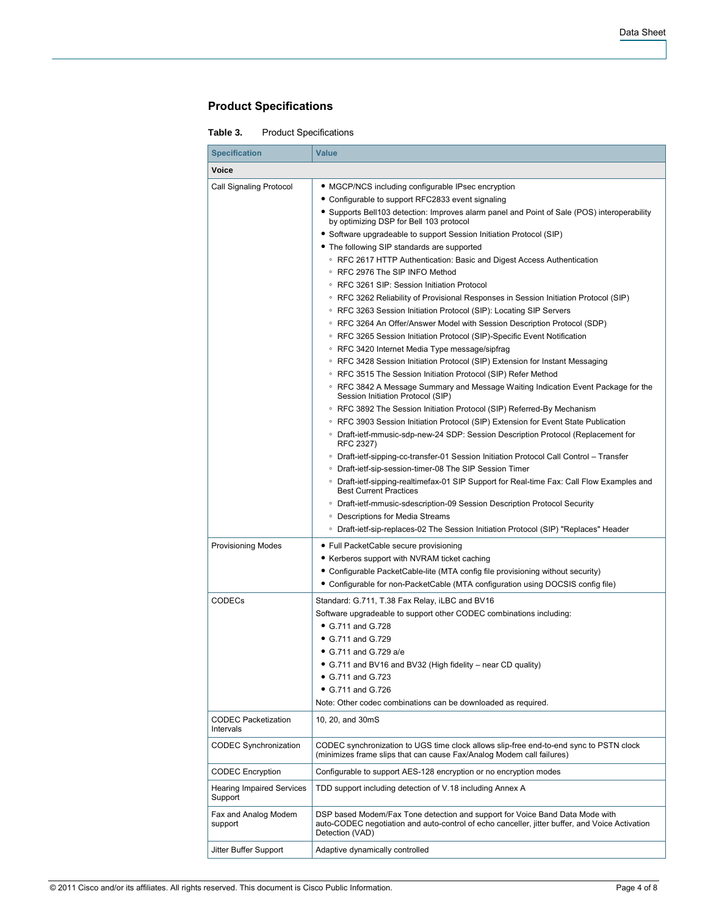## Product Specifications

**Table 3.** Product Specifications

| Specification | Value |
| --- | --- |
| **Voice** | |
| Call Signaling Protocol | • MGCP/NCS including configurable IPsec encryption<br>• Configurable to support RFC2833 event signaling<br>• Supports Bell103 detection: Improves alarm panel and Point of Sale (POS) interoperability by optimizing DSP for Bell 103 protocol<br>• Software upgradeable to support Session Initiation Protocol (SIP)<br>• The following SIP standards are supported<br>◦ RFC 2617 HTTP Authentication: Basic and Digest Access Authentication<br>◦ RFC 2976 The SIP INFO Method<br>◦ RFC 3261 SIP: Session Initiation Protocol<br>◦ RFC 3262 Reliability of Provisional Responses in Session Initiation Protocol (SIP)<br>◦ RFC 3263 Session Initiation Protocol (SIP): Locating SIP Servers<br>◦ RFC 3264 An Offer/Answer Model with Session Description Protocol (SDP)<br>◦ RFC 3265 Session Initiation Protocol (SIP)-Specific Event Notification<br>◦ RFC 3420 Internet Media Type message/sipfrag<br>◦ RFC 3428 Session Initiation Protocol (SIP) Extension for Instant Messaging<br>◦ RFC 3515 The Session Initiation Protocol (SIP) Refer Method<br>◦ RFC 3842 A Message Summary and Message Waiting Indication Event Package for the Session Initiation Protocol (SIP)<br>◦ RFC 3892 The Session Initiation Protocol (SIP) Referred-By Mechanism<br>◦ RFC 3903 Session Initiation Protocol (SIP) Extension for Event State Publication<br>◦ Draft-ietf-mmusic-sdp-new-24 SDP: Session Description Protocol (Replacement for RFC 2327)<br>◦ Draft-ietf-sipping-cc-transfer-01 Session Initiation Protocol Call Control – Transfer<br>◦ Draft-ietf-sip-session-timer-08 The SIP Session Timer<br>◦ Draft-ietf-sipping-realtimefax-01 SIP Support for Real-time Fax: Call Flow Examples and Best Current Practices<br>◦ Draft-ietf-mmusic-sdescription-09 Session Description Protocol Security<br>◦ Descriptions for Media Streams<br>◦ Draft-ietf-sip-replaces-02 The Session Initiation Protocol (SIP) "Replaces" Header |
| Provisioning Modes | • Full PacketCable secure provisioning<br>• Kerberos support with NVRAM ticket caching<br>• Configurable PacketCable-lite (MTA config file provisioning without security)<br>• Configurable for non-PacketCable (MTA configuration using DOCSIS config file) |
| CODECs | Standard: G.711, T.38 Fax Relay, iLBC and BV16<br>Software upgradeable to support other CODEC combinations including:<br>• G.711 and G.728<br>• G.711 and G.729<br>• G.711 and G.729 a/e<br>• G.711 and BV16 and BV32 (High fidelity – near CD quality)<br>• G.711 and G.723<br>• G.711 and G.726<br>Note: Other codec combinations can be downloaded as required. |
| CODEC Packetization Intervals | 10, 20, and 30mS |
| CODEC Synchronization | CODEC synchronization to UGS time clock allows slip-free end-to-end sync to PSTN clock (minimizes frame slips that can cause Fax/Analog Modem call failures) |
| CODEC Encryption | Configurable to support AES-128 encryption or no encryption modes |
| Hearing Impaired Services Support | TDD support including detection of V.18 including Annex A |
| Fax and Analog Modem support | DSP based Modem/Fax Tone detection and support for Voice Band Data Mode with auto-CODEC negotiation and auto-control of echo canceller, jitter buffer, and Voice Activation Detection (VAD) |
| Jitter Buffer Support | Adaptive dynamically controlled |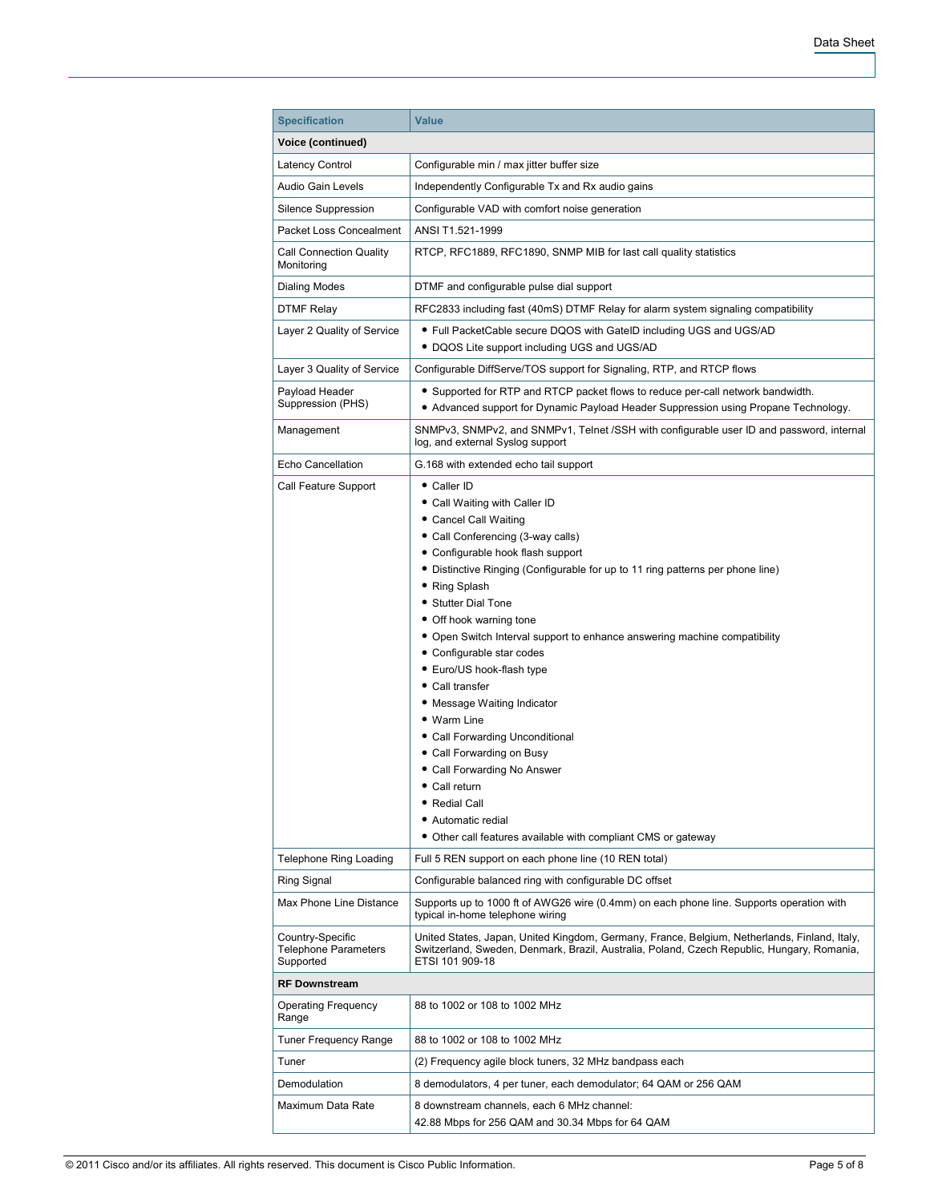| Specification | Value |
| --- | --- |
| **Voice (continued)** | |
| Latency Control | Configurable min / max jitter buffer size |
| Audio Gain Levels | Independently Configurable Tx and Rx audio gains |
| Silence Suppression | Configurable VAD with comfort noise generation |
| Packet Loss Concealment | ANSI T1.521-1999 |
| Call Connection Quality Monitoring | RTCP, RFC1889, RFC1890, SNMP MIB for last call quality statistics |
| Dialing Modes | DTMF and configurable pulse dial support |
| DTMF Relay | RFC2833 including fast (40mS) DTMF Relay for alarm system signaling compatibility |
| Layer 2 Quality of Service | • Full PacketCable secure DQOS with GateID including UGS and UGS/AD<br>• DQOS Lite support including UGS and UGS/AD |
| Layer 3 Quality of Service | Configurable DiffServe/TOS support for Signaling, RTP, and RTCP flows |
| Payload Header Suppression (PHS) | • Supported for RTP and RTCP packet flows to reduce per-call network bandwidth.<br>• Advanced support for Dynamic Payload Header Suppression using Propane Technology. |
| Management | SNMPv3, SNMPv2, and SNMPv1, Telnet /SSH with configurable user ID and password, internal log, and external Syslog support |
| Echo Cancellation | G.168 with extended echo tail support |
| Call Feature Support | • Caller ID<br>• Call Waiting with Caller ID<br>• Cancel Call Waiting<br>• Call Conferencing (3-way calls)<br>• Configurable hook flash support<br>• Distinctive Ringing (Configurable for up to 11 ring patterns per phone line)<br>• Ring Splash<br>• Stutter Dial Tone<br>• Off hook warning tone<br>• Open Switch Interval support to enhance answering machine compatibility<br>• Configurable star codes<br>• Euro/US hook-flash type<br>• Call transfer<br>• Message Waiting Indicator<br>• Warm Line<br>• Call Forwarding Unconditional<br>• Call Forwarding on Busy<br>• Call Forwarding No Answer<br>• Call return<br>• Redial Call<br>• Automatic redial<br>• Other call features available with compliant CMS or gateway |
| Telephone Ring Loading | Full 5 REN support on each phone line (10 REN total) |
| Ring Signal | Configurable balanced ring with configurable DC offset |
| Max Phone Line Distance | Supports up to 1000 ft of AWG26 wire (0.4mm) on each phone line. Supports operation with typical in-home telephone wiring |
| Country-Specific Telephone Parameters Supported | United States, Japan, United Kingdom, Germany, France, Belgium, Netherlands, Finland, Italy, Switzerland, Sweden, Denmark, Brazil, Australia, Poland, Czech Republic, Hungary, Romania, ETSI 101 909-18 |
| **RF Downstream** | |
| Operating Frequency Range | 88 to 1002 or 108 to 1002 MHz |
| Tuner Frequency Range | 88 to 1002 or 108 to 1002 MHz |
| Tuner | (2) Frequency agile block tuners, 32 MHz bandpass each |
| Demodulation | 8 demodulators, 4 per tuner, each demodulator; 64 QAM or 256 QAM |
| Maximum Data Rate | 8 downstream channels, each 6 MHz channel:<br>42.88 Mbps for 256 QAM and 30.34 Mbps for 64 QAM |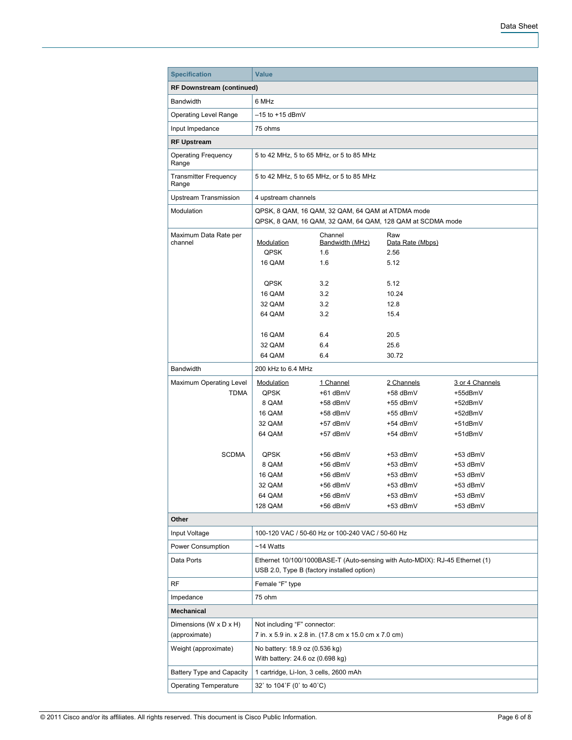| Specification | Value | | | |
|---|---|---|---|---|
| **RF Downstream (continued)** | | | | |
| Bandwidth | 6 MHz | | | |
| Operating Level Range | –15 to +15 dBmV | | | |
| Input Impedance | 75 ohms | | | |
| **RF Upstream** | | | | |
| Operating Frequency Range | 5 to 42 MHz, 5 to 65 MHz, or 5 to 85 MHz | | | |
| Transmitter Frequency Range | 5 to 42 MHz, 5 to 65 MHz, or 5 to 85 MHz | | | |
| Upstream Transmission | 4 upstream channels | | | |
| Modulation | QPSK, 8 QAM, 16 QAM, 32 QAM, 64 QAM at ATDMA mode<br>QPSK, 8 QAM, 16 QAM, 32 QAM, 64 QAM, 128 QAM at SCDMA mode | | | |
| Maximum Data Rate per channel | Modulation | Channel Bandwidth (MHz) | Raw Data Rate (Mbps) | |
| | QPSK | 1.6 | 2.56 | |
| | 16 QAM | 1.6 | 5.12 | |
| | QPSK | 3.2 | 5.12 | |
| | 16 QAM | 3.2 | 10.24 | |
| | 32 QAM | 3.2 | 12.8 | |
| | 64 QAM | 3.2 | 15.4 | |
| | 16 QAM | 6.4 | 20.5 | |
| | 32 QAM | 6.4 | 25.6 | |
| | 64 QAM | 6.4 | 30.72 | |
| Bandwidth | 200 kHz to 6.4 MHz | | | |
| Maximum Operating Level | Modulation | 1 Channel | 2 Channels | 3 or 4 Channels |
| TDMA | QPSK | +61 dBmV | +58 dBmV | +55dBmV |
| | 8 QAM | +58 dBmV | +55 dBmV | +52dBmV |
| | 16 QAM | +58 dBmV | +55 dBmV | +52dBmV |
| | 32 QAM | +57 dBmV | +54 dBmV | +51dBmV |
| | 64 QAM | +57 dBmV | +54 dBmV | +51dBmV |
| SCDMA | QPSK | +56 dBmV | +53 dBmV | +53 dBmV |
| | 8 QAM | +56 dBmV | +53 dBmV | +53 dBmV |
| | 16 QAM | +56 dBmV | +53 dBmV | +53 dBmV |
| | 32 QAM | +56 dBmV | +53 dBmV | +53 dBmV |
| | 64 QAM | +56 dBmV | +53 dBmV | +53 dBmV |
| | 128 QAM | +56 dBmV | +53 dBmV | +53 dBmV |
| **Other** | | | | |
| Input Voltage | 100-120 VAC / 50-60 Hz or 100-240 VAC / 50-60 Hz | | | |
| Power Consumption | ~14 Watts | | | |
| Data Ports | Ethernet 10/100/1000BASE-T (Auto-sensing with Auto-MDIX): RJ-45 Ethernet (1)<br>USB 2.0, Type B (factory installed option) | | | |
| RF | Female "F" type | | | |
| Impedance | 75 ohm | | | |
| **Mechanical** | | | | |
| Dimensions (W x D x H) (approximate) | Not including "F" connector:<br>7 in. x 5.9 in. x 2.8 in. (17.8 cm x 15.0 cm x 7.0 cm) | | | |
| Weight (approximate) | No battery: 18.9 oz (0.536 kg)<br>With battery: 24.6 oz (0.698 kg) | | | |
| Battery Type and Capacity | 1 cartridge, Li-Ion, 3 cells, 2600 mAh | | | |
| Operating Temperature | 32˚ to 104˚F (0˚ to 40˚C) | | | |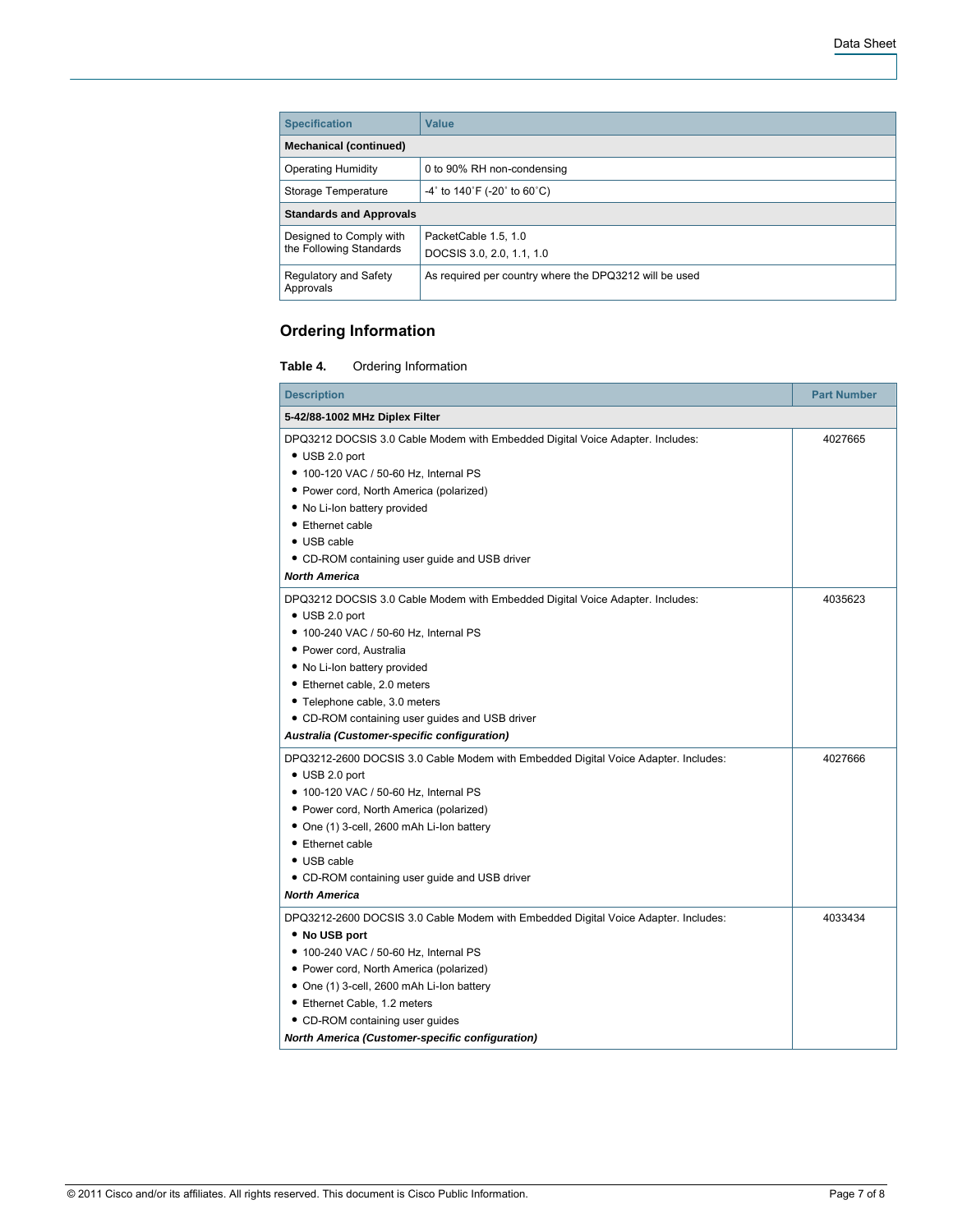| Specification | Value |
| --- | --- |
| **Mechanical (continued)** | |
| Operating Humidity | 0 to 90% RH non-condensing |
| Storage Temperature | -4˚ to 140˚F (-20˚ to 60˚C) |
| **Standards and Approvals** | |
| Designed to Comply with the Following Standards | PacketCable 1.5, 1.0<br>DOCSIS 3.0, 2.0, 1.1, 1.0 |
| Regulatory and Safety Approvals | As required per country where the DPQ3212 will be used |

## Ordering Information

**Table 4.** Ordering Information

| Description | Part Number |
| --- | --- |
| **5-42/88-1002 MHz Diplex Filter** | |
| DPQ3212 DOCSIS 3.0 Cable Modem with Embedded Digital Voice Adapter. Includes:<br>• USB 2.0 port<br>• 100-120 VAC / 50-60 Hz, Internal PS<br>• Power cord, North America (polarized)<br>• No Li-Ion battery provided<br>• Ethernet cable<br>• USB cable<br>• CD-ROM containing user guide and USB driver<br>***North America*** | 4027665 |
| DPQ3212 DOCSIS 3.0 Cable Modem with Embedded Digital Voice Adapter. Includes:<br>• USB 2.0 port<br>• 100-240 VAC / 50-60 Hz, Internal PS<br>• Power cord, Australia<br>• No Li-Ion battery provided<br>• Ethernet cable, 2.0 meters<br>• Telephone cable, 3.0 meters<br>• CD-ROM containing user guides and USB driver<br>***Australia (Customer-specific configuration)*** | 4035623 |
| DPQ3212-2600 DOCSIS 3.0 Cable Modem with Embedded Digital Voice Adapter. Includes:<br>• USB 2.0 port<br>• 100-120 VAC / 50-60 Hz, Internal PS<br>• Power cord, North America (polarized)<br>• One (1) 3-cell, 2600 mAh Li-Ion battery<br>• Ethernet cable<br>• USB cable<br>• CD-ROM containing user guide and USB driver<br>***North America*** | 4027666 |
| DPQ3212-2600 DOCSIS 3.0 Cable Modem with Embedded Digital Voice Adapter. Includes:<br>• **No USB port**<br>• 100-240 VAC / 50-60 Hz, Internal PS<br>• Power cord, North America (polarized)<br>• One (1) 3-cell, 2600 mAh Li-Ion battery<br>• Ethernet Cable, 1.2 meters<br>• CD-ROM containing user guides<br>***North America (Customer-specific configuration)*** | 4033434 |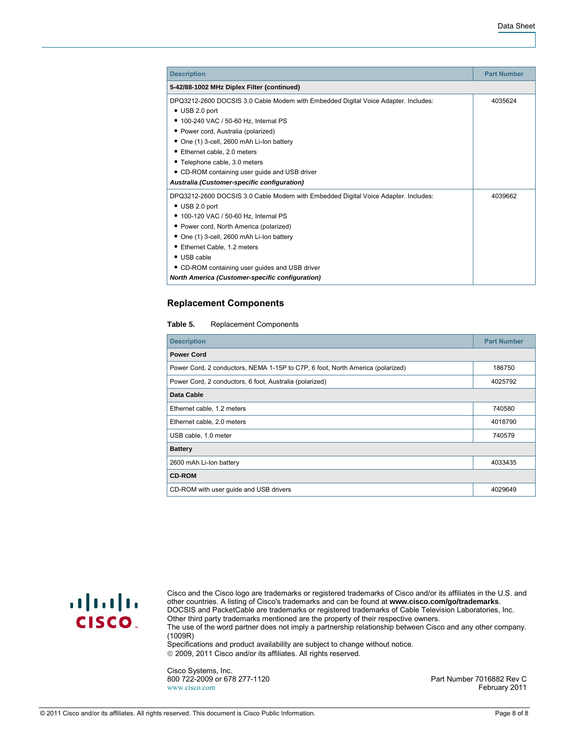| Description | Part Number |
|---|---|
| **5-42/88-1002 MHz Diplex Filter (continued)** | |
| DPQ3212-2600 DOCSIS 3.0 Cable Modem with Embedded Digital Voice Adapter. Includes:<br>• USB 2.0 port<br>• 100-240 VAC / 50-60 Hz, Internal PS<br>• Power cord, Australia (polarized)<br>• One (1) 3-cell, 2600 mAh Li-Ion battery<br>• Ethernet cable, 2.0 meters<br>• Telephone cable, 3.0 meters<br>• CD-ROM containing user guide and USB driver<br>***Australia (Customer-specific configuration)*** | 4035624 |
| DPQ3212-2600 DOCSIS 3.0 Cable Modem with Embedded Digital Voice Adapter. Includes:<br>• USB 2.0 port<br>• 100-120 VAC / 50-60 Hz, Internal PS<br>• Power cord, North America (polarized)<br>• One (1) 3-cell, 2600 mAh Li-Ion battery<br>• Ethernet Cable, 1.2 meters<br>• USB cable<br>• CD-ROM containing user guides and USB driver<br>***North America (Customer-specific configuration)*** | 4039662 |

## Replacement Components

**Table 5.** Replacement Components

| Description | Part Number |
|---|---|
| **Power Cord** | |
| Power Cord, 2 conductors, NEMA 1-15P to C7P, 6 foot, North America (polarized) | 186750 |
| Power Cord, 2 conductors, 6 foot, Australia (polarized) | 4025792 |
| **Data Cable** | |
| Ethernet cable, 1.2 meters | 740580 |
| Ethernet cable, 2.0 meters | 4018790 |
| USB cable, 1.0 meter | 740579 |
| **Battery** | |
| 2600 mAh Li-Ion battery | 4033435 |
| **CD-ROM** | |
| CD-ROM with user guide and USB drivers | 4029649 |

Cisco and the Cisco logo are trademarks or registered trademarks of Cisco and/or its affiliates in the U.S. and other countries. A listing of Cisco's trademarks and can be found at **www.cisco.com/go/trademarks**. DOCSIS and PacketCable are trademarks or registered trademarks of Cable Television Laboratories, Inc. Other third party trademarks mentioned are the property of their respective owners.
The use of the word partner does not imply a partnership relationship between Cisco and any other company. (1009R)
Specifications and product availability are subject to change without notice.
© 2009, 2011 Cisco and/or its affiliates. All rights reserved.

Cisco Systems, Inc.
800 722-2009 or 678 277-1120
www.cisco.com

Part Number 7016882 Rev C
February 2011